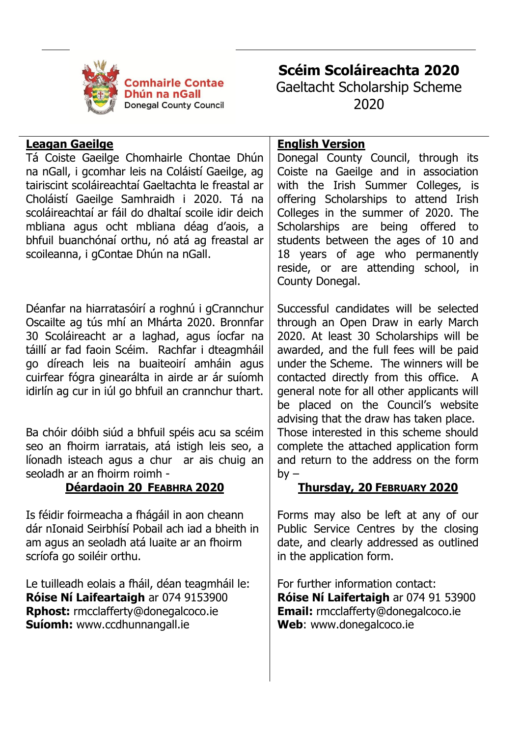Comhairle Contae Dhún na nGall
Donegal County Council

# Scéim Scoláireachta 2020

Gaeltacht Scholarship Scheme 2020

## Leagan Gaeilge

Tá Coiste Gaeilge Chomhairle Chontae Dhún na nGall, i gcomhar leis na Coláistí Gaeilge, ag tairiscint scoláireachtaí Gaeltachta le freastal ar Choláistí Gaeilge Samhraidh i 2020. Tá na scoláireachtaí ar fáil do dhaltaí scoile idir deich mbliana agus ocht mbliana déag d'aois, a bhfuil buanchónaí orthu, nó atá ag freastal ar scoileanna, i gContae Dhún na nGall.

Déanfar na hiarratasóirí a roghnú i gCrannchur Oscailte ag tús mhí an Mhárta 2020. Bronnfar 30 Scoláireacht ar a laghad, agus íocfar na táillí ar fad faoin Scéim. Rachfar i dteagmháil go díreach leis na buaiteoirí amháin agus cuirfear fógra ginearálta in airde ar ár suíomh idirlín ag cur in iúl go bhfuil an crannchur thart.

Ba chóir dóibh siúd a bhfuil spéis acu sa scéim seo an fhoirm iarratais, atá istigh leis seo, a líonadh isteach agus a chur ar ais chuig an seoladh ar an fhoirm roimh -

**Déardaoin 20 Feabhra 2020**

Is féidir foirmeacha a fhágáil in aon cheann dár nIonaid Seirbhísí Pobail ach iad a bheith in am agus an seoladh atá luaite ar an fhoirm scríofa go soiléir orthu.

Le tuilleadh eolais a fháil, déan teagmháil le:
**Róise Ní Laifeartaigh** ar 074 9153900
**Rphost:** rmcclafferty@donegalcoco.ie
**Suíomh:** www.ccdhunnangall.ie

## English Version

Donegal County Council, through its Coiste na Gaeilge and in association with the Irish Summer Colleges, is offering Scholarships to attend Irish Colleges in the summer of 2020. The Scholarships are being offered to students between the ages of 10 and 18 years of age who permanently reside, or are attending school, in County Donegal.

Successful candidates will be selected through an Open Draw in early March 2020. At least 30 Scholarships will be awarded, and the full fees will be paid under the Scheme. The winners will be contacted directly from this office. A general note for all other applicants will be placed on the Council's website advising that the draw has taken place.

Those interested in this scheme should complete the attached application form and return to the address on the form by –

**Thursday, 20 February 2020**

Forms may also be left at any of our Public Service Centres by the closing date, and clearly addressed as outlined in the application form.

For further information contact:
**Róise Ní Laifertaigh** ar 074 91 53900
**Email:** rmcclafferty@donegalcoco.ie
**Web**: www.donegalcoco.ie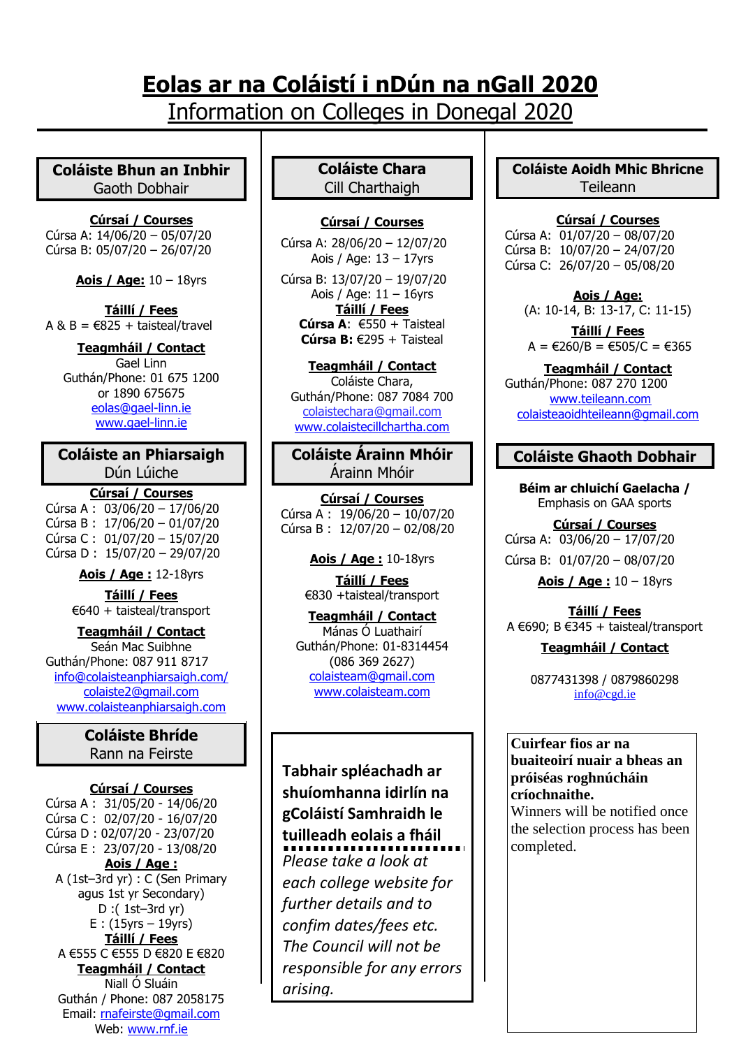# Eolas ar na Coláistí i nDún na nGall 2020

## Information on Colleges in Donegal 2020

### Coláiste Bhun an Inbhir
Gaoth Dobhair

**Cúrsaí / Courses**
Cúrsa A: 14/06/20 – 05/07/20
Cúrsa B: 05/07/20 – 26/07/20

**Aois / Age:** 10 – 18yrs

**Táillí / Fees**
A & B = €825 + taisteal/travel

**Teagmháil / Contact**
Gael Linn
Guthán/Phone: 01 675 1200
or 1890 675675
eolas@gael-linn.ie
www.gael-linn.ie

### Coláiste an Phiarsaigh
Dún Lúiche

**Cúrsaí / Courses**
Cúrsa A : 03/06/20 – 17/06/20
Cúrsa B : 17/06/20 – 01/07/20
Cúrsa C : 01/07/20 – 15/07/20
Cúrsa D : 15/07/20 – 29/07/20

**Aois / Age :** 12-18yrs

**Táillí / Fees**
€640 + taisteal/transport

**Teagmháil / Contact**
Seán Mac Suibhne
Guthán/Phone: 087 911 8717
info@colaisteanphiarsaigh.com/
colaiste2@gmail.com
www.colaisteanphiarsaigh.com

### Coláiste Bhríde
Rann na Feirste

**Cúrsaí / Courses**
Cúrsa A : 31/05/20 - 14/06/20
Cúrsa C : 02/07/20 - 16/07/20
Cúrsa D : 02/07/20 - 23/07/20
Cúrsa E : 23/07/20 - 13/08/20

**Aois / Age :**
A (1st–3rd yr) : C (Sen Primary agus 1st yr Secondary)
D :( 1st–3rd yr)
E : (15yrs – 19yrs)

**Táillí / Fees**
A €555 C €555 D €820 E €820

**Teagmháil / Contact**
Niall Ó Sluáin
Guthán / Phone: 087 2058175
Email: rnafeirste@gmail.com
Web: www.rnf.ie

### Coláiste Chara
Cill Charthaigh

**Cúrsaí / Courses**
Cúrsa A: 28/06/20 – 12/07/20
Aois / Age: 13 – 17yrs
Cúrsa B: 13/07/20 – 19/07/20
Aois / Age: 11 – 16yrs

**Táillí / Fees**
**Cúrsa A**: €550 + Taisteal
**Cúrsa B:** €295 + Taisteal

**Teagmháil / Contact**
Coláiste Chara,
Guthán/Phone: 087 7084 700
colaistechara@gmail.com
www.colaistecillchartha.com

### Coláiste Árainn Mhóir
Árainn Mhóir

**Cúrsaí / Courses**
Cúrsa A : 19/06/20 – 10/07/20
Cúrsa B : 12/07/20 – 02/08/20

**Aois / Age :** 10-18yrs

**Táillí / Fees**
€830 +taisteal/transport

**Teagmháil / Contact**
Mánas Ó Luathairí
Guthán/Phone: 01-8314454
(086 369 2627)
colaisteam@gmail.com
www.colaisteam.com

**Tabhair spléachadh ar shuíomhanna idirlín na gColáistí Samhraidh le tuilleadh eolais a fháil**

*Please take a look at each college website for further details and to confim dates/fees etc. The Council will not be responsible for any errors arising.*

### Coláiste Aoidh Mhic Bhricne
Teileann

**Cúrsaí / Courses**
Cúrsa A: 01/07/20 – 08/07/20
Cúrsa B: 10/07/20 – 24/07/20
Cúrsa C: 26/07/20 – 05/08/20

**Aois / Age:**
(A: 10-14, B: 13-17, C: 11-15)

**Táillí / Fees**
A = €260/B = €505/C = €365

**Teagmháil / Contact**
Guthán/Phone: 087 270 1200
www.teileann.com
colaisteaoidhteileann@gmail.com

### Coláiste Ghaoth Dobhair

**Béim ar chluichí Gaelacha /** Emphasis on GAA sports

**Cúrsaí / Courses**
Cúrsa A: 03/06/20 – 17/07/20
Cúrsa B: 01/07/20 – 08/07/20

**Aois / Age :** 10 – 18yrs

**Táillí / Fees**
A €690; B €345 + taisteal/transport

**Teagmháil / Contact**
0877431398 / 0879860298
info@cgd.ie

**Cuirfear fios ar na buaiteoirí nuair a bheas an próiséas roghnúcháin críochnaithe.**
Winners will be notified once the selection process has been completed.